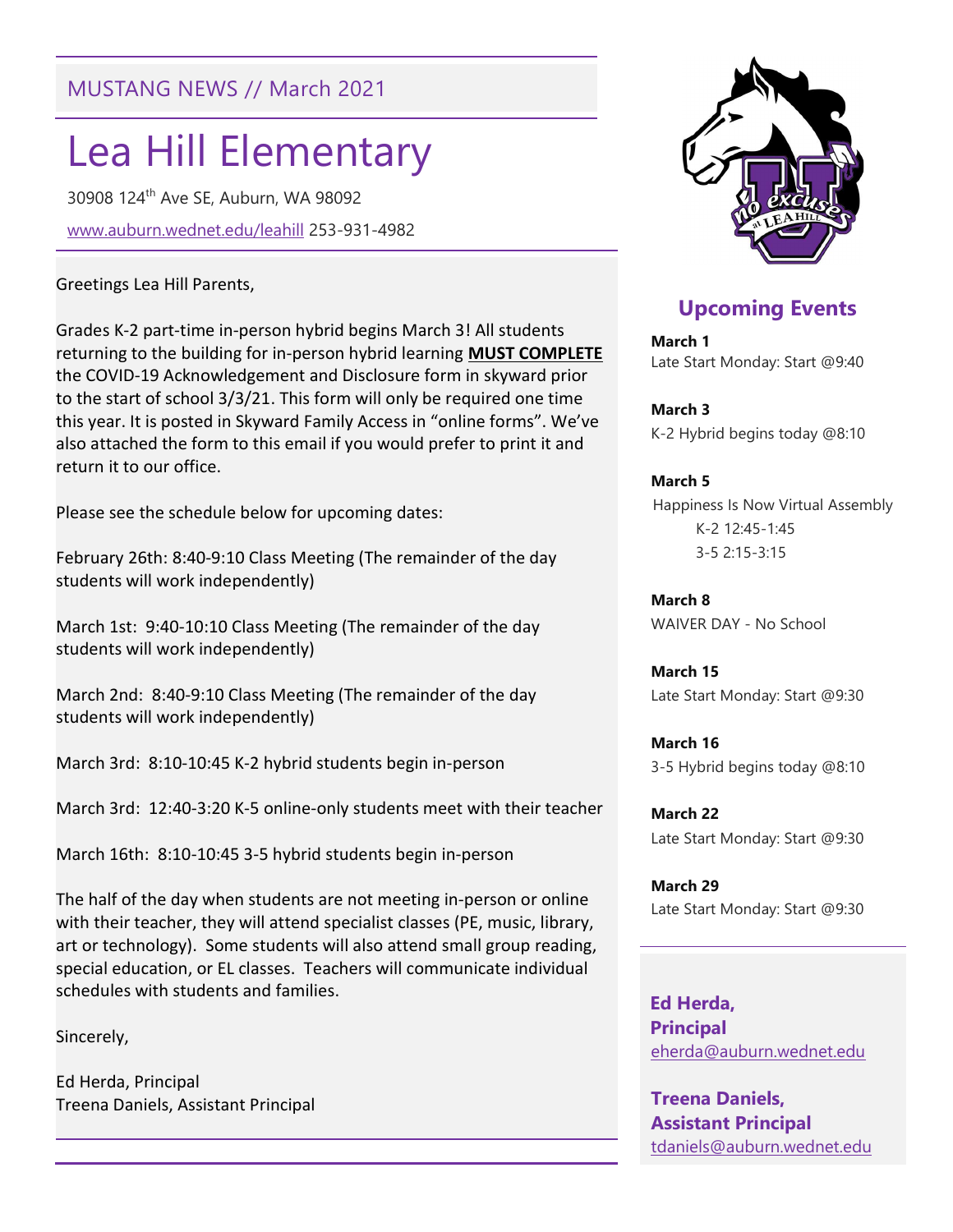MUSTANG NEWS // March 2021

# Lea Hill Elementary

30908 124th Ave SE, Auburn, WA 98092

www.auburn.wednet.edu/leahill 253-931-4982

Greetings Lea Hill Parents,

Grades K-2 part-time in-person hybrid begins March 3! All students returning to the building for in-person hybrid learning **MUST COMPLETE** the COVID-19 Acknowledgement and Disclosure form in skyward prior to the start of school 3/3/21. This form will only be required one time this year. It is posted in Skyward Family Access in "online forms". We've also attached the form to this email if you would prefer to print it and return it to our office.

Please see the schedule below for upcoming dates:

February 26th: 8:40-9:10 Class Meeting (The remainder of the day students will work independently)

March 1st: 9:40-10:10 Class Meeting (The remainder of the day students will work independently)

March 2nd: 8:40-9:10 Class Meeting (The remainder of the day students will work independently)

March 3rd: 8:10-10:45 K-2 hybrid students begin in-person

March 3rd: 12:40-3:20 K-5 online-only students meet with their teacher

March 16th: 8:10-10:45 3-5 hybrid students begin in-person

The half of the day when students are not meeting in-person or online with their teacher, they will attend specialist classes (PE, music, library, art or technology). Some students will also attend small group reading, special education, or EL classes. Teachers will communicate individual schedules with students and families.

Sincerely,

Ed Herda, Principal
Treena Daniels, Assistant Principal

## Upcoming Events

**March 1**
Late Start Monday: Start @9:40

**March 3**
K-2 Hybrid begins today @8:10

**March 5**
Happiness Is Now Virtual Assembly
K-2 12:45-1:45
3-5 2:15-3:15

**March 8**
WAIVER DAY - No School

**March 15**
Late Start Monday: Start @9:30

**March 16**
3-5 Hybrid begins today @8:10

**March 22**
Late Start Monday: Start @9:30

**March 29**
Late Start Monday: Start @9:30

**Ed Herda, Principal**
eherda@auburn.wednet.edu

**Treena Daniels, Assistant Principal**
tdaniels@auburn.wednet.edu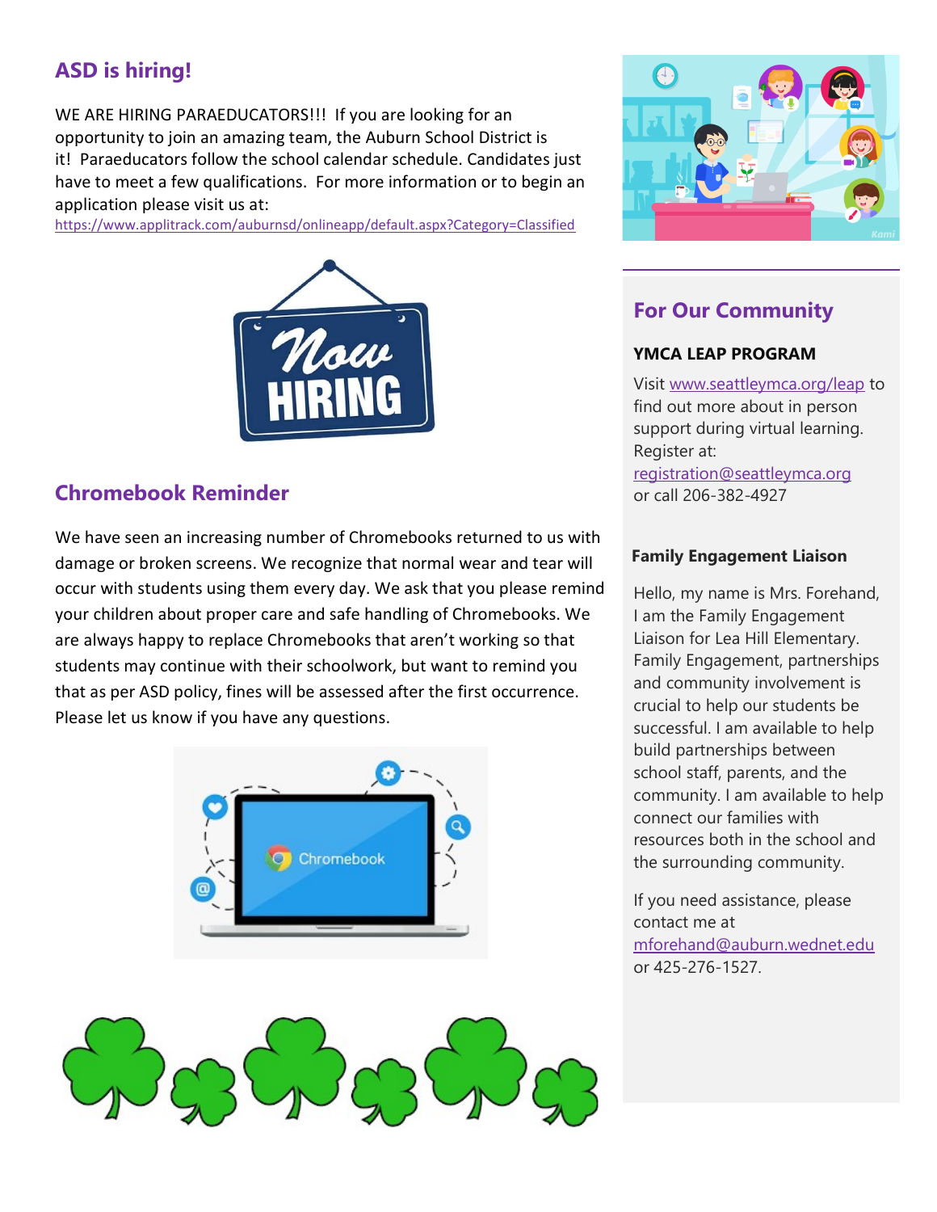## ASD is hiring!

WE ARE HIRING PARAEDUCATORS!!! If you are looking for an opportunity to join an amazing team, the Auburn School District is it! Paraeducators follow the school calendar schedule. Candidates just have to meet a few qualifications. For more information or to begin an application please visit us at:
https://www.applitrack.com/auburnsd/onlineapp/default.aspx?Category=Classified

## Chromebook Reminder

We have seen an increasing number of Chromebooks returned to us with damage or broken screens. We recognize that normal wear and tear will occur with students using them every day. We ask that you please remind your children about proper care and safe handling of Chromebooks. We are always happy to replace Chromebooks that aren't working so that students may continue with their schoolwork, but want to remind you that as per ASD policy, fines will be assessed after the first occurrence. Please let us know if you have any questions.

## For Our Community

### YMCA LEAP PROGRAM

Visit www.seattleymca.org/leap to find out more about in person support during virtual learning. Register at:
registration@seattleymca.org
or call 206-382-4927

### Family Engagement Liaison

Hello, my name is Mrs. Forehand, I am the Family Engagement Liaison for Lea Hill Elementary. Family Engagement, partnerships and community involvement is crucial to help our students be successful. I am available to help build partnerships between school staff, parents, and the community. I am available to help connect our families with resources both in the school and the surrounding community.

If you need assistance, please contact me at
mforehand@auburn.wednet.edu
or 425-276-1527.